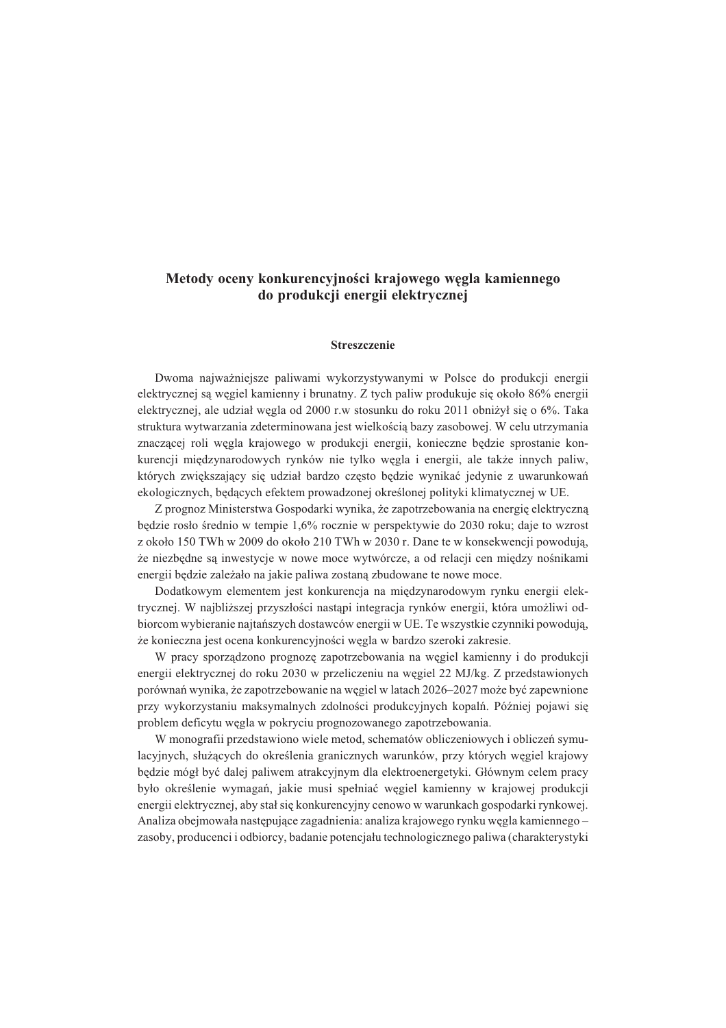# Metody oceny konkurencyjności krajowego węgla kamiennego do produkcji energii elektrycznej

## Streszczenie

Dwoma najważniejsze paliwami wykorzystywanymi w Polsce do produkcji energii elektrycznej są węgiel kamienny i brunatny. Z tych paliw produkuje się około 86% energii elektrycznej, ale udział węgla od 2000 r.w stosunku do roku 2011 obniżył się o 6%. Taka struktura wytwarzania zdeterminowana jest wielkością bazy zasobowej. W celu utrzymania znaczącej roli węgla krajowego w produkcji energii, konieczne będzie sprostanie konkurencji międzynarodowych rynków nie tylko węgla i energii, ale także innych paliw, których zwiększający się udział bardzo często będzie wynikać jedynie z uwarunkowań ekologicznych, będących efektem prowadzonej określonej polityki klimatycznej w UE.

Z prognoz Ministerstwa Gospodarki wynika, że zapotrzebowania na energię elektryczną będzie rosło średnio w tempie 1,6% rocznie w perspektywie do 2030 roku; daje to wzrost z około 150 TWh w 2009 do około 210 TWh w 2030 r. Dane te w konsekwencji powodują, że niezbędne są inwestycje w nowe moce wytwórcze, a od relacji cen między nośnikami energii będzie zależało na jakie paliwa zostaną zbudowane te nowe moce.

Dodatkowym elementem jest konkurencja na międzynarodowym rynku energii elektrycznej. W najbliższej przyszłości nastąpi integracja rynków energii, która umożliwi odbiorcom wybieranie najtańszych dostawców energii w UE. Te wszystkie czynniki powodują, że konieczna jest ocena konkurencyjności węgla w bardzo szeroki zakresie.

W pracy sporządzono prognozę zapotrzebowania na węgiel kamienny i do produkcji energii elektrycznej do roku 2030 w przeliczeniu na węgiel 22 MJ/kg. Z przedstawionych porównań wynika, że zapotrzebowanie na węgiel w latach 2026–2027 może być zapewnione przy wykorzystaniu maksymalnych zdolności produkcyjnych kopalń. Później pojawi się problem deficytu węgla w pokryciu prognozowanego zapotrzebowania.

W monografii przedstawiono wiele metod, schematów obliczeniowych i obliczeń symulacyjnych, służących do określenia granicznych warunków, przy których węgiel krajowy będzie mógł być dalej paliwem atrakcyjnym dla elektroenergetyki. Głównym celem pracy było określenie wymagań, jakie musi spełniać węgiel kamienny w krajowej produkcji energii elektrycznej, aby stał się konkurencyjny cenowo w warunkach gospodarki rynkowej. Analiza obejmowała następujące zagadnienia: analiza krajowego rynku węgla kamiennego – zasoby, producenci i odbiorcy, badanie potencjału technologicznego paliwa (charakterystyki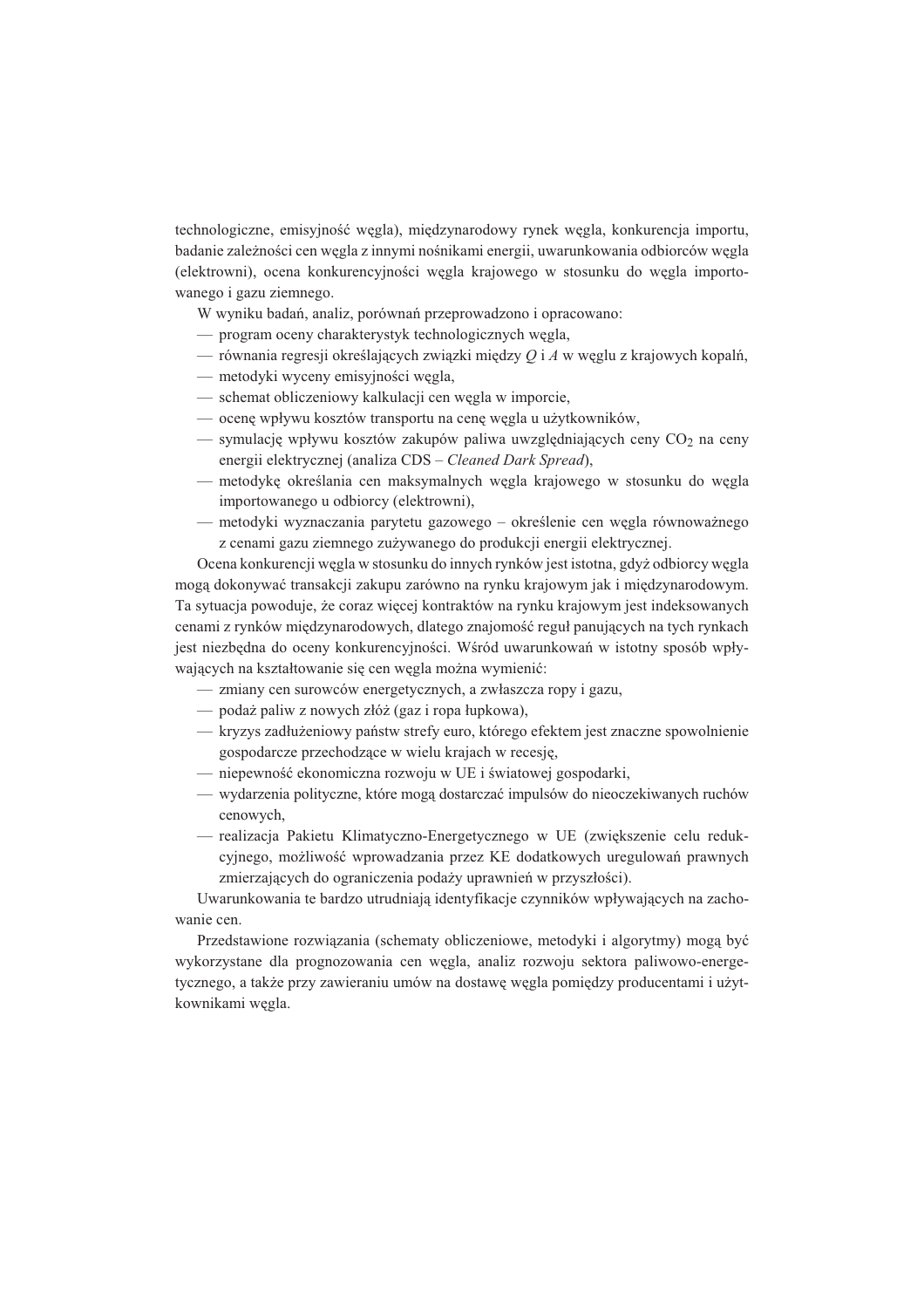technologiczne, emisyjność węgla), międzynarodowy rynek węgla, konkurencja importu, badanie zależności cen węgla z innymi nośnikami energii, uwarunkowania odbiorców węgla (elektrowni), ocena konkurencyjności węgla krajowego w stosunku do węgla importowanego i gazu ziemnego.

W wyniku badań, analiz, porównań przeprowadzono i opracowano:

- program oceny charakterystyk technologicznych węgla,
- równania regresji określających związki między $Q$ i $A$ w węglu z krajowych kopalń,
- metodyki wyceny emisyjności węgla,
- schemat obliczeniowy kalkulacji cen węgla w imporcie,
- ocenę wpływu kosztów transportu na cenę węgla u użytkowników,
- symulację wpływu kosztów zakupów paliwa uwzględniających ceny $CO_2$ na ceny energii elektrycznej (analiza CDS – *Cleaned Dark Spread*),
- metodykę określania cen maksymalnych węgla krajowego w stosunku do węgla importowanego u odbiorcy (elektrowni),
- metodyki wyznaczania parytetu gazowego – określenie cen węgla równoważnego z cenami gazu ziemnego zużywanego do produkcji energii elektrycznej.

Ocena konkurencji węgla w stosunku do innych rynków jest istotna, gdyż odbiorcy węgla mogą dokonywać transakcji zakupu zarówno na rynku krajowym jak i międzynarodowym. Ta sytuacja powoduje, że coraz więcej kontraktów na rynku krajowym jest indeksowanych cenami z rynków międzynarodowych, dlatego znajomość reguł panujących na tych rynkach jest niezbędna do oceny konkurencyjności. Wśród uwarunkowań w istotny sposób wpływających na kształtowanie się cen węgla można wymienić:

- zmiany cen surowców energetycznych, a zwłaszcza ropy i gazu,
- podaż paliw z nowych złóż (gaz i ropa łupkowa),
- kryzys zadłużeniowy państw strefy euro, którego efektem jest znaczne spowolnienie gospodarcze przechodzące w wielu krajach w recesję,
- niepewność ekonomiczna rozwoju w UE i światowej gospodarki,
- wydarzenia polityczne, które mogą dostarczać impulsów do nieoczekiwanych ruchów cenowych,
- realizacja Pakietu Klimatyczno-Energetycznego w UE (zwiększenie celu redukcyjnego, możliwość wprowadzania przez KE dodatkowych uregulowań prawnych zmierzających do ograniczenia podaży uprawnień w przyszłości).

Uwarunkowania te bardzo utrudniają identyfikacje czynników wpływających na zachowanie cen.

Przedstawione rozwiązania (schematy obliczeniowe, metodyki i algorytmy) mogą być wykorzystane dla prognozowania cen węgla, analiz rozwoju sektora paliwowo-energetycznego, a także przy zawieraniu umów na dostawę węgla pomiędzy producentami i użytkownikami węgla.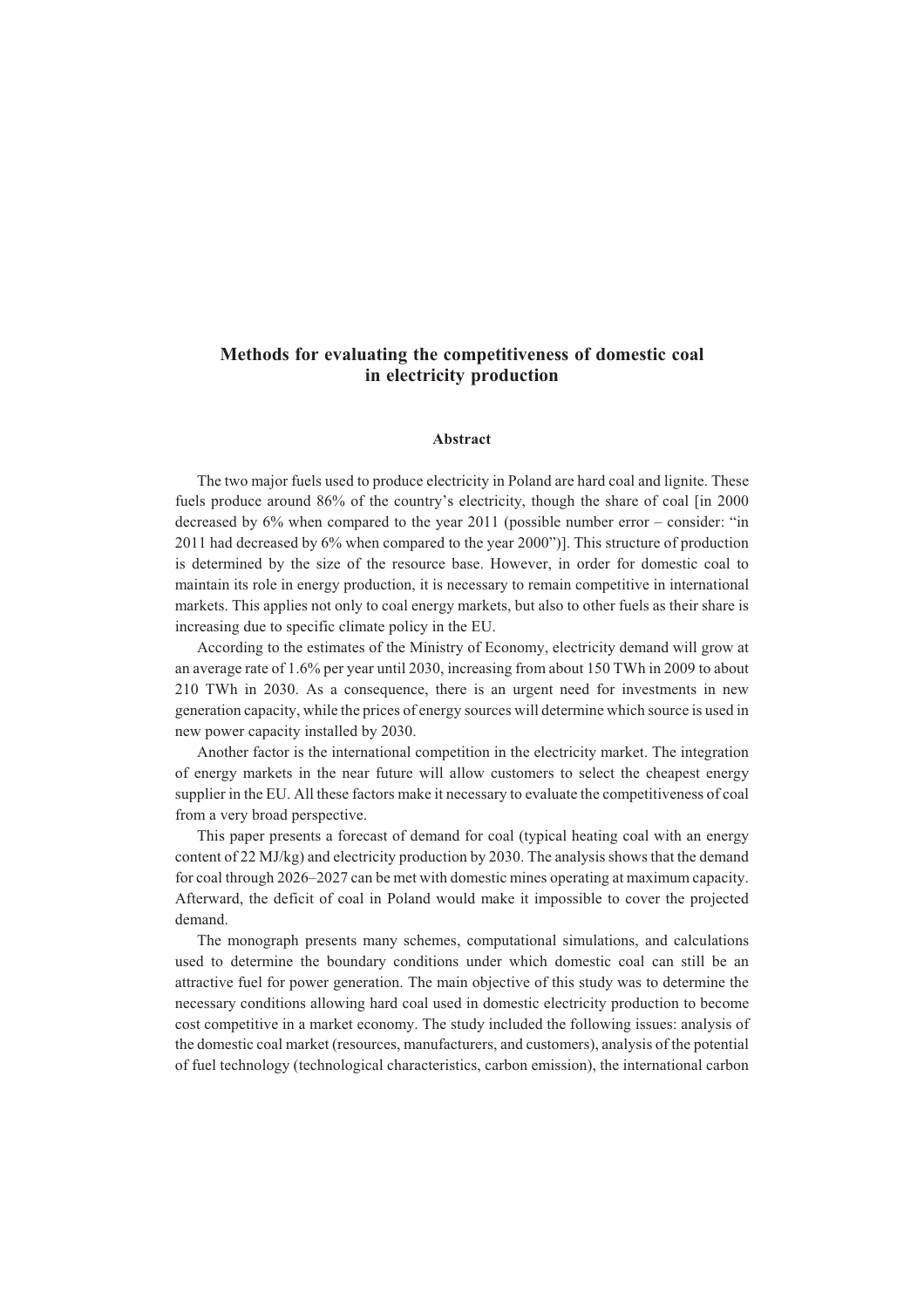# Methods for evaluating the competitiveness of domestic coal in electricity production

### Abstract

The two major fuels used to produce electricity in Poland are hard coal and lignite. These fuels produce around 86% of the country's electricity, though the share of coal [in 2000 decreased by 6% when compared to the year 2011 (possible number error – consider: "in 2011 had decreased by 6% when compared to the year 2000")]. This structure of production is determined by the size of the resource base. However, in order for domestic coal to maintain its role in energy production, it is necessary to remain competitive in international markets. This applies not only to coal energy markets, but also to other fuels as their share is increasing due to specific climate policy in the EU.

According to the estimates of the Ministry of Economy, electricity demand will grow at an average rate of 1.6% per year until 2030, increasing from about 150 TWh in 2009 to about 210 TWh in 2030. As a consequence, there is an urgent need for investments in new generation capacity, while the prices of energy sources will determine which source is used in new power capacity installed by 2030.

Another factor is the international competition in the electricity market. The integration of energy markets in the near future will allow customers to select the cheapest energy supplier in the EU. All these factors make it necessary to evaluate the competitiveness of coal from a very broad perspective.

This paper presents a forecast of demand for coal (typical heating coal with an energy content of 22 MJ/kg) and electricity production by 2030. The analysis shows that the demand for coal through 2026–2027 can be met with domestic mines operating at maximum capacity. Afterward, the deficit of coal in Poland would make it impossible to cover the projected demand.

The monograph presents many schemes, computational simulations, and calculations used to determine the boundary conditions under which domestic coal can still be an attractive fuel for power generation. The main objective of this study was to determine the necessary conditions allowing hard coal used in domestic electricity production to become cost competitive in a market economy. The study included the following issues: analysis of the domestic coal market (resources, manufacturers, and customers), analysis of the potential of fuel technology (technological characteristics, carbon emission), the international carbon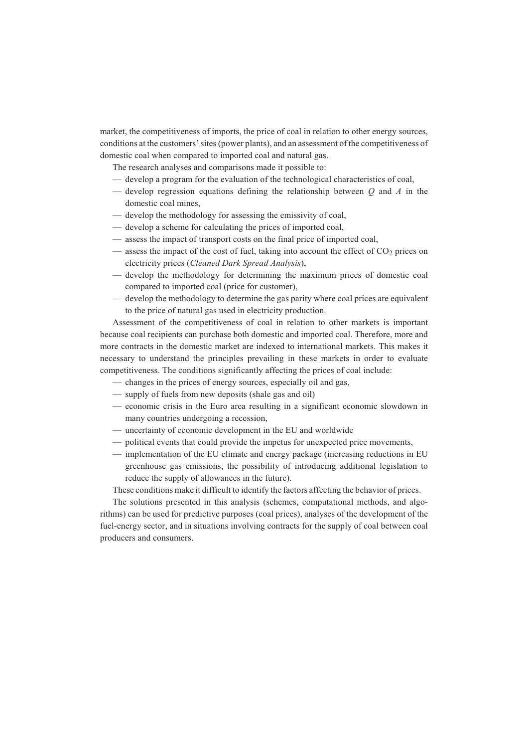market, the competitiveness of imports, the price of coal in relation to other energy sources, conditions at the customers' sites (power plants), and an assessment of the competitiveness of domestic coal when compared to imported coal and natural gas.

The research analyses and comparisons made it possible to:

- develop a program for the evaluation of the technological characteristics of coal,
- develop regression equations defining the relationship between $Q$ and $A$ in the domestic coal mines,
- develop the methodology for assessing the emissivity of coal,
- develop a scheme for calculating the prices of imported coal,
- assess the impact of transport costs on the final price of imported coal,
- assess the impact of the cost of fuel, taking into account the effect of $CO_2$ prices on electricity prices (*Cleaned Dark Spread Analysis*),
- develop the methodology for determining the maximum prices of domestic coal compared to imported coal (price for customer),
- develop the methodology to determine the gas parity where coal prices are equivalent to the price of natural gas used in electricity production.

Assessment of the competitiveness of coal in relation to other markets is important because coal recipients can purchase both domestic and imported coal. Therefore, more and more contracts in the domestic market are indexed to international markets. This makes it necessary to understand the principles prevailing in these markets in order to evaluate competitiveness. The conditions significantly affecting the prices of coal include:

- changes in the prices of energy sources, especially oil and gas,
- supply of fuels from new deposits (shale gas and oil)
- economic crisis in the Euro area resulting in a significant economic slowdown in many countries undergoing a recession,
- uncertainty of economic development in the EU and worldwide
- political events that could provide the impetus for unexpected price movements,
- implementation of the EU climate and energy package (increasing reductions in EU greenhouse gas emissions, the possibility of introducing additional legislation to reduce the supply of allowances in the future).

These conditions make it difficult to identify the factors affecting the behavior of prices.

The solutions presented in this analysis (schemes, computational methods, and algorithms) can be used for predictive purposes (coal prices), analyses of the development of the fuel-energy sector, and in situations involving contracts for the supply of coal between coal producers and consumers.